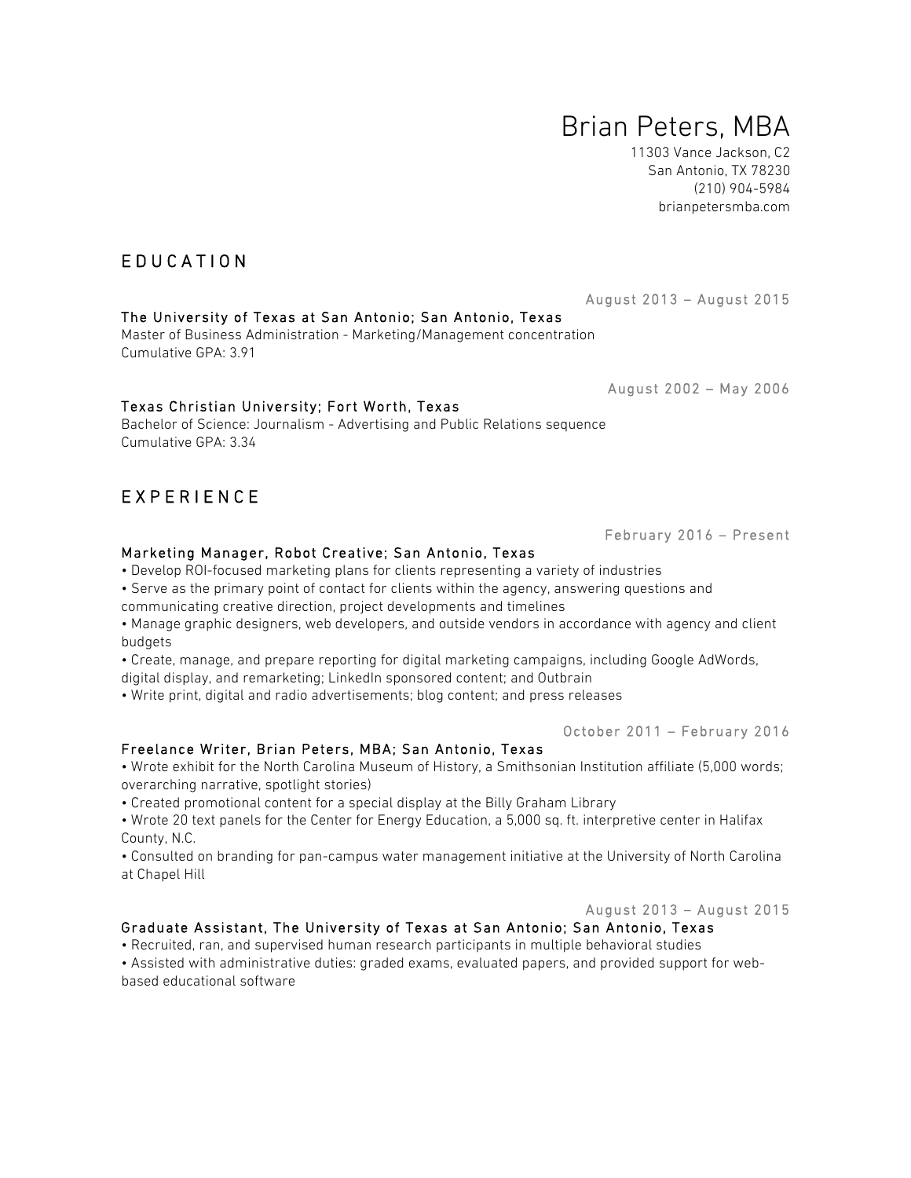# Brian Peters, MBA

11303 Vance Jackson, C2
San Antonio, TX 78230
(210) 904-5984
brianpetersmba.com

## EDUCATION

August 2013 – August 2015

**The University of Texas at San Antonio; San Antonio, Texas**
Master of Business Administration - Marketing/Management concentration
Cumulative GPA: 3.91

August 2002 – May 2006

**Texas Christian University; Fort Worth, Texas**
Bachelor of Science: Journalism - Advertising and Public Relations sequence
Cumulative GPA: 3.34

## EXPERIENCE

February 2016 – Present

**Marketing Manager, Robot Creative; San Antonio, Texas**

- Develop ROI-focused marketing plans for clients representing a variety of industries
- Serve as the primary point of contact for clients within the agency, answering questions and communicating creative direction, project developments and timelines
- Manage graphic designers, web developers, and outside vendors in accordance with agency and client budgets
- Create, manage, and prepare reporting for digital marketing campaigns, including Google AdWords, digital display, and remarketing; LinkedIn sponsored content; and Outbrain
- Write print, digital and radio advertisements; blog content; and press releases

October 2011 – February 2016

**Freelance Writer, Brian Peters, MBA; San Antonio, Texas**

- Wrote exhibit for the North Carolina Museum of History, a Smithsonian Institution affiliate (5,000 words; overarching narrative, spotlight stories)
- Created promotional content for a special display at the Billy Graham Library
- Wrote 20 text panels for the Center for Energy Education, a 5,000 sq. ft. interpretive center in Halifax County, N.C.
- Consulted on branding for pan-campus water management initiative at the University of North Carolina at Chapel Hill

August 2013 – August 2015

**Graduate Assistant, The University of Texas at San Antonio; San Antonio, Texas**

- Recruited, ran, and supervised human research participants in multiple behavioral studies
- Assisted with administrative duties: graded exams, evaluated papers, and provided support for web-based educational software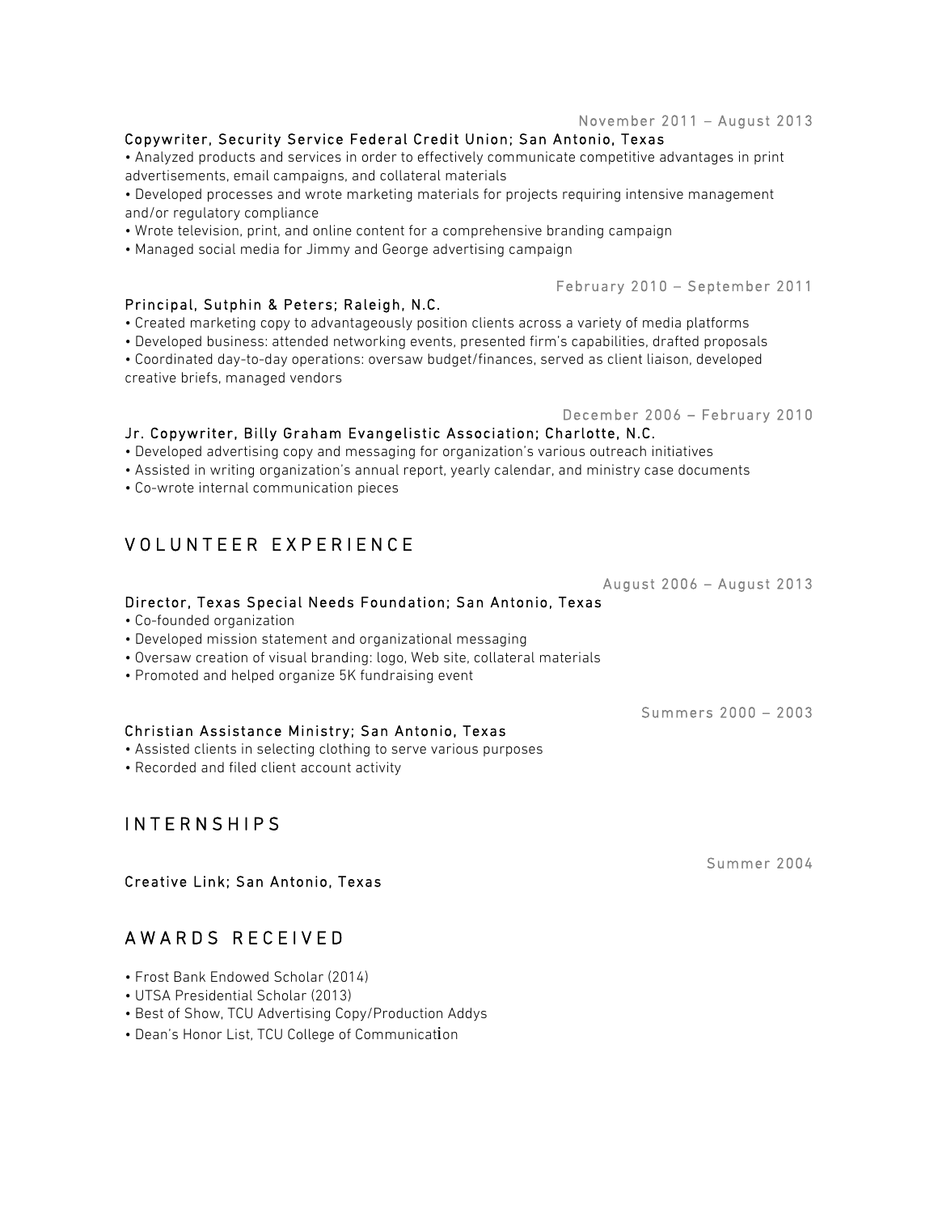November 2011 – August 2013

**Copywriter, Security Service Federal Credit Union; San Antonio, Texas**

- Analyzed products and services in order to effectively communicate competitive advantages in print advertisements, email campaigns, and collateral materials
- Developed processes and wrote marketing materials for projects requiring intensive management and/or regulatory compliance
- Wrote television, print, and online content for a comprehensive branding campaign
- Managed social media for Jimmy and George advertising campaign

February 2010 – September 2011

**Principal, Sutphin & Peters; Raleigh, N.C.**

- Created marketing copy to advantageously position clients across a variety of media platforms
- Developed business: attended networking events, presented firm's capabilities, drafted proposals
- Coordinated day-to-day operations: oversaw budget/finances, served as client liaison, developed creative briefs, managed vendors

December 2006 – February 2010

**Jr. Copywriter, Billy Graham Evangelistic Association; Charlotte, N.C.**

- Developed advertising copy and messaging for organization's various outreach initiatives
- Assisted in writing organization's annual report, yearly calendar, and ministry case documents
- Co-wrote internal communication pieces

## VOLUNTEER EXPERIENCE

August 2006 – August 2013

**Director, Texas Special Needs Foundation; San Antonio, Texas**

- Co-founded organization
- Developed mission statement and organizational messaging
- Oversaw creation of visual branding: logo, Web site, collateral materials
- Promoted and helped organize 5K fundraising event

Summers 2000 – 2003

**Christian Assistance Ministry; San Antonio, Texas**

- Assisted clients in selecting clothing to serve various purposes
- Recorded and filed client account activity

## INTERNSHIPS

Summer 2004

**Creative Link; San Antonio, Texas**

## AWARDS RECEIVED

- Frost Bank Endowed Scholar (2014)
- UTSA Presidential Scholar (2013)
- Best of Show, TCU Advertising Copy/Production Addys
- Dean's Honor List, TCU College of Communication